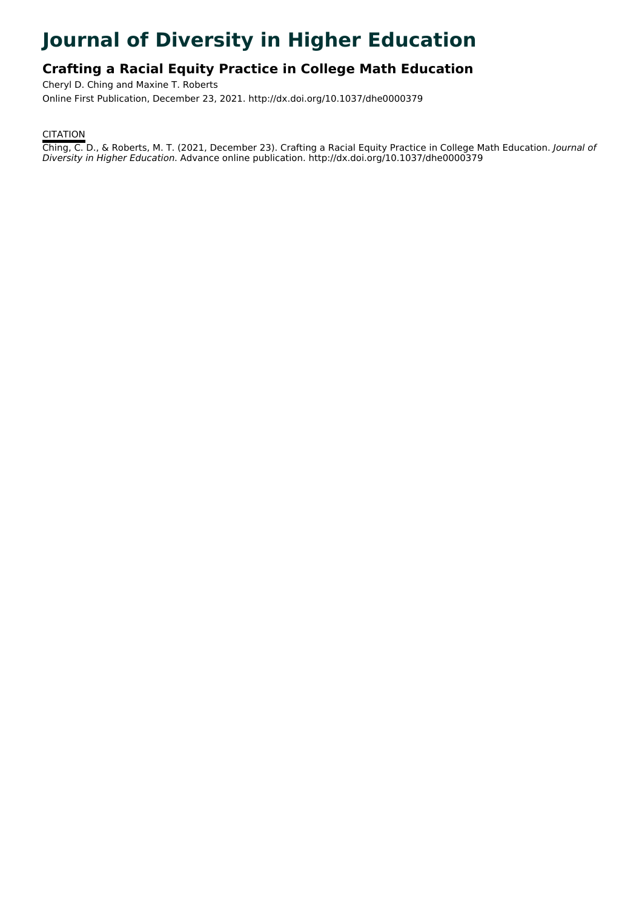# Journal of Diversity in Higher Education

## Crafting a Racial Equity Practice in College Math Education

Cheryl D. Ching and Maxine T. Roberts

Online First Publication, December 23, 2021. http://dx.doi.org/10.1037/dhe0000379

CITATION

Ching, C. D., & Roberts, M. T. (2021, December 23). Crafting a Racial Equity Practice in College Math Education. *Journal of Diversity in Higher Education.* Advance online publication. http://dx.doi.org/10.1037/dhe0000379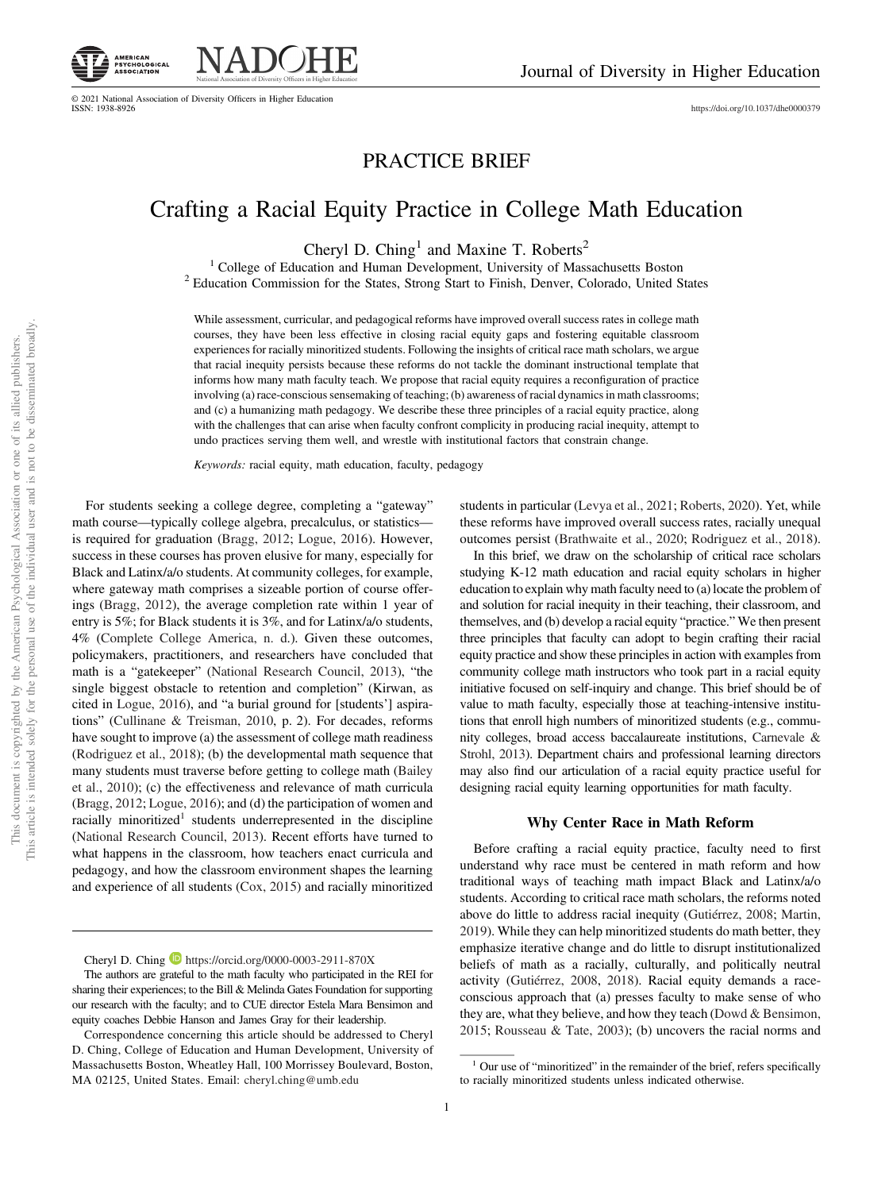# PRACTICE BRIEF

# Crafting a Racial Equity Practice in College Math Education

Cheryl D. Ching[1] and Maxine T. Roberts[2]

[1] College of Education and Human Development, University of Massachusetts Boston
[2] Education Commission for the States, Strong Start to Finish, Denver, Colorado, United States

While assessment, curricular, and pedagogical reforms have improved overall success rates in college math courses, they have been less effective in closing racial equity gaps and fostering equitable classroom experiences for racially minoritized students. Following the insights of critical race math scholars, we argue that racial inequity persists because these reforms do not tackle the dominant instructional template that informs how many math faculty teach. We propose that racial equity requires a reconfiguration of practice involving (a) race-conscious sensemaking of teaching; (b) awareness of racial dynamics in math classrooms; and (c) a humanizing math pedagogy. We describe these three principles of a racial equity practice, along with the challenges that can arise when faculty confront complicity in producing racial inequity, attempt to undo practices serving them well, and wrestle with institutional factors that constrain change.

*Keywords:* racial equity, math education, faculty, pedagogy

For students seeking a college degree, completing a "gateway" math course—typically college algebra, precalculus, or statistics—is required for graduation (Bragg, 2012; Logue, 2016). However, success in these courses has proven elusive for many, especially for Black and Latinx/a/o students. At community colleges, for example, where gateway math comprises a sizeable portion of course offerings (Bragg, 2012), the average completion rate within 1 year of entry is 5%; for Black students it is 3%, and for Latinx/a/o students, 4% (Complete College America, n. d.). Given these outcomes, policymakers, practitioners, and researchers have concluded that math is a "gatekeeper" (National Research Council, 2013), "the single biggest obstacle to retention and completion" (Kirwan, as cited in Logue, 2016), and "a burial ground for [students'] aspirations" (Cullinane & Treisman, 2010, p. 2). For decades, reforms have sought to improve (a) the assessment of college math readiness (Rodriguez et al., 2018); (b) the developmental math sequence that many students must traverse before getting to college math (Bailey et al., 2010); (c) the effectiveness and relevance of math curricula (Bragg, 2012; Logue, 2016); and (d) the participation of women and racially minoritized[1] students underrepresented in the discipline (National Research Council, 2013). Recent efforts have turned to what happens in the classroom, how teachers enact curricula and pedagogy, and how the classroom environment shapes the learning and experience of all students (Cox, 2015) and racially minoritized students in particular (Levya et al., 2021; Roberts, 2020). Yet, while these reforms have improved overall success rates, racially unequal outcomes persist (Brathwaite et al., 2020; Rodriguez et al., 2018).

In this brief, we draw on the scholarship of critical race scholars studying K-12 math education and racial equity scholars in higher education to explain why math faculty need to (a) locate the problem of and solution for racial inequity in their teaching, their classroom, and themselves, and (b) develop a racial equity "practice." We then present three principles that faculty can adopt to begin crafting their racial equity practice and show these principles in action with examples from community college math instructors who took part in a racial equity initiative focused on self-inquiry and change. This brief should be of value to math faculty, especially those at teaching-intensive institutions that enroll high numbers of minoritized students (e.g., community colleges, broad access baccalaureate institutions, Carnevale & Strohl, 2013). Department chairs and professional learning directors may also find our articulation of a racial equity practice useful for designing racial equity learning opportunities for math faculty.

## Why Center Race in Math Reform

Before crafting a racial equity practice, faculty need to first understand why race must be centered in math reform and how traditional ways of teaching math impact Black and Latinx/a/o students. According to critical race math scholars, the reforms noted above do little to address racial inequity (Gutiérrez, 2008; Martin, 2019). While they can help minoritized students do math better, they emphasize iterative change and do little to disrupt institutionalized beliefs of math as a racially, culturally, and politically neutral activity (Gutiérrez, 2008, 2018). Racial equity demands a race-conscious approach that (a) presses faculty to make sense of who they are, what they believe, and how they teach (Dowd & Bensimon, 2015; Rousseau & Tate, 2003); (b) uncovers the racial norms and

Cheryl D. Ching https://orcid.org/0000-0003-2911-870X

The authors are grateful to the math faculty who participated in the REI for sharing their experiences; to the Bill & Melinda Gates Foundation for supporting our research with the faculty; and to CUE director Estela Mara Bensimon and equity coaches Debbie Hanson and James Gray for their leadership.

Correspondence concerning this article should be addressed to Cheryl D. Ching, College of Education and Human Development, University of Massachusetts Boston, Wheatley Hall, 100 Morrissey Boulevard, Boston, MA 02125, United States. Email: cheryl.ching@umb.edu

[1] Our use of "minoritized" in the remainder of the brief, refers specifically to racially minoritized students unless indicated otherwise.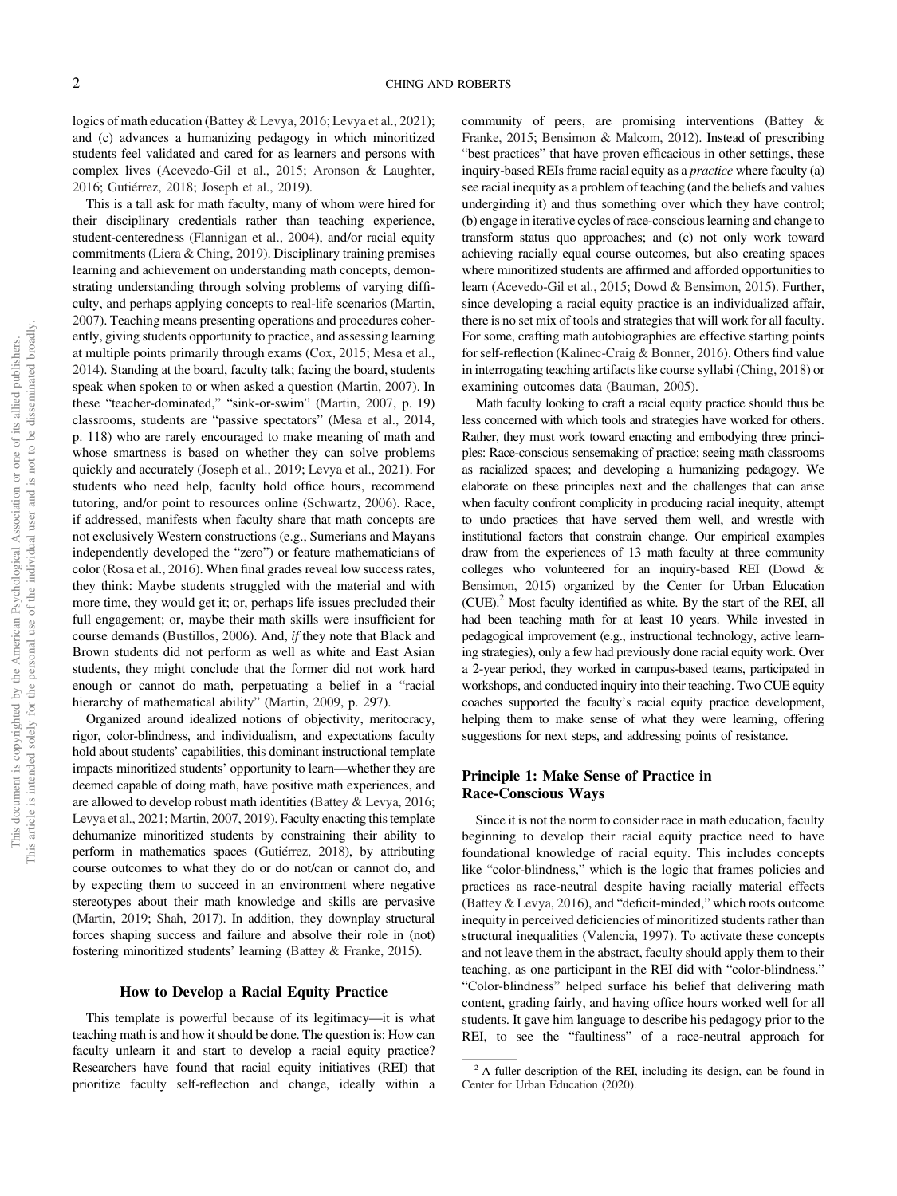logics of math education (Battey & Levya, 2016; Levya et al., 2021); and (c) advances a humanizing pedagogy in which minoritized students feel validated and cared for as learners and persons with complex lives (Acevedo-Gil et al., 2015; Aronson & Laughter, 2016; Gutiérrez, 2018; Joseph et al., 2019).

This is a tall ask for math faculty, many of whom were hired for their disciplinary credentials rather than teaching experience, student-centeredness (Flannigan et al., 2004), and/or racial equity commitments (Liera & Ching, 2019). Disciplinary training premises learning and achievement on understanding math concepts, demonstrating understanding through solving problems of varying difficulty, and perhaps applying concepts to real-life scenarios (Martin, 2007). Teaching means presenting operations and procedures coherently, giving students opportunity to practice, and assessing learning at multiple points primarily through exams (Cox, 2015; Mesa et al., 2014). Standing at the board, faculty talk; facing the board, students speak when spoken to or when asked a question (Martin, 2007). In these "teacher-dominated," "sink-or-swim" (Martin, 2007, p. 19) classrooms, students are "passive spectators" (Mesa et al., 2014, p. 118) who are rarely encouraged to make meaning of math and whose smartness is based on whether they can solve problems quickly and accurately (Joseph et al., 2019; Levya et al., 2021). For students who need help, faculty hold office hours, recommend tutoring, and/or point to resources online (Schwartz, 2006). Race, if addressed, manifests when faculty share that math concepts are not exclusively Western constructions (e.g., Sumerians and Mayans independently developed the "zero") or feature mathematicians of color (Rosa et al., 2016). When final grades reveal low success rates, they think: Maybe students struggled with the material and with more time, they would get it; or, perhaps life issues precluded their full engagement; or, maybe their math skills were insufficient for course demands (Bustillos, 2006). And, *if* they note that Black and Brown students did not perform as well as white and East Asian students, they might conclude that the former did not work hard enough or cannot do math, perpetuating a belief in a "racial hierarchy of mathematical ability" (Martin, 2009, p. 297).

Organized around idealized notions of objectivity, meritocracy, rigor, color-blindness, and individualism, and expectations faculty hold about students' capabilities, this dominant instructional template impacts minoritized students' opportunity to learn—whether they are deemed capable of doing math, have positive math experiences, and are allowed to develop robust math identities (Battey & Levya, 2016; Levya et al., 2021; Martin, 2007, 2019). Faculty enacting this template dehumanize minoritized students by constraining their ability to perform in mathematics spaces (Gutiérrez, 2018), by attributing course outcomes to what they do or do not/can or cannot do, and by expecting them to succeed in an environment where negative stereotypes about their math knowledge and skills are pervasive (Martin, 2019; Shah, 2017). In addition, they downplay structural forces shaping success and failure and absolve their role in (not) fostering minoritized students' learning (Battey & Franke, 2015).

## How to Develop a Racial Equity Practice

This template is powerful because of its legitimacy—it is what teaching math is and how it should be done. The question is: How can faculty unlearn it and start to develop a racial equity practice? Researchers have found that racial equity initiatives (REI) that prioritize faculty self-reflection and change, ideally within a community of peers, are promising interventions (Battey & Franke, 2015; Bensimon & Malcom, 2012). Instead of prescribing "best practices" that have proven efficacious in other settings, these inquiry-based REIs frame racial equity as a *practice* where faculty (a) see racial inequity as a problem of teaching (and the beliefs and values undergirding it) and thus something over which they have control; (b) engage in iterative cycles of race-conscious learning and change to transform status quo approaches; and (c) not only work toward achieving racially equal course outcomes, but also creating spaces where minoritized students are affirmed and afforded opportunities to learn (Acevedo-Gil et al., 2015; Dowd & Bensimon, 2015). Further, since developing a racial equity practice is an individualized affair, there is no set mix of tools and strategies that will work for all faculty. For some, crafting math autobiographies are effective starting points for self-reflection (Kalinec-Craig & Bonner, 2016). Others find value in interrogating teaching artifacts like course syllabi (Ching, 2018) or examining outcomes data (Bauman, 2005).

Math faculty looking to craft a racial equity practice should thus be less concerned with which tools and strategies have worked for others. Rather, they must work toward enacting and embodying three principles: Race-conscious sensemaking of practice; seeing math classrooms as racialized spaces; and developing a humanizing pedagogy. We elaborate on these principles next and the challenges that can arise when faculty confront complicity in producing racial inequity, attempt to undo practices that have served them well, and wrestle with institutional factors that constrain change. Our empirical examples draw from the experiences of 13 math faculty at three community colleges who volunteered for an inquiry-based REI (Dowd & Bensimon, 2015) organized by the Center for Urban Education (CUE).[2] Most faculty identified as white. By the start of the REI, all had been teaching math for at least 10 years. While invested in pedagogical improvement (e.g., instructional technology, active learning strategies), only a few had previously done racial equity work. Over a 2-year period, they worked in campus-based teams, participated in workshops, and conducted inquiry into their teaching. Two CUE equity coaches supported the faculty's racial equity practice development, helping them to make sense of what they were learning, offering suggestions for next steps, and addressing points of resistance.

### Principle 1: Make Sense of Practice in Race-Conscious Ways

Since it is not the norm to consider race in math education, faculty beginning to develop their racial equity practice need to have foundational knowledge of racial equity. This includes concepts like "color-blindness," which is the logic that frames policies and practices as race-neutral despite having racially material effects (Battey & Levya, 2016), and "deficit-minded," which roots outcome inequity in perceived deficiencies of minoritized students rather than structural inequalities (Valencia, 1997). To activate these concepts and not leave them in the abstract, faculty should apply them to their teaching, as one participant in the REI did with "color-blindness." "Color-blindness" helped surface his belief that delivering math content, grading fairly, and having office hours worked well for all students. It gave him language to describe his pedagogy prior to the REI, to see the "faultiness" of a race-neutral approach for

[2] A fuller description of the REI, including its design, can be found in Center for Urban Education (2020).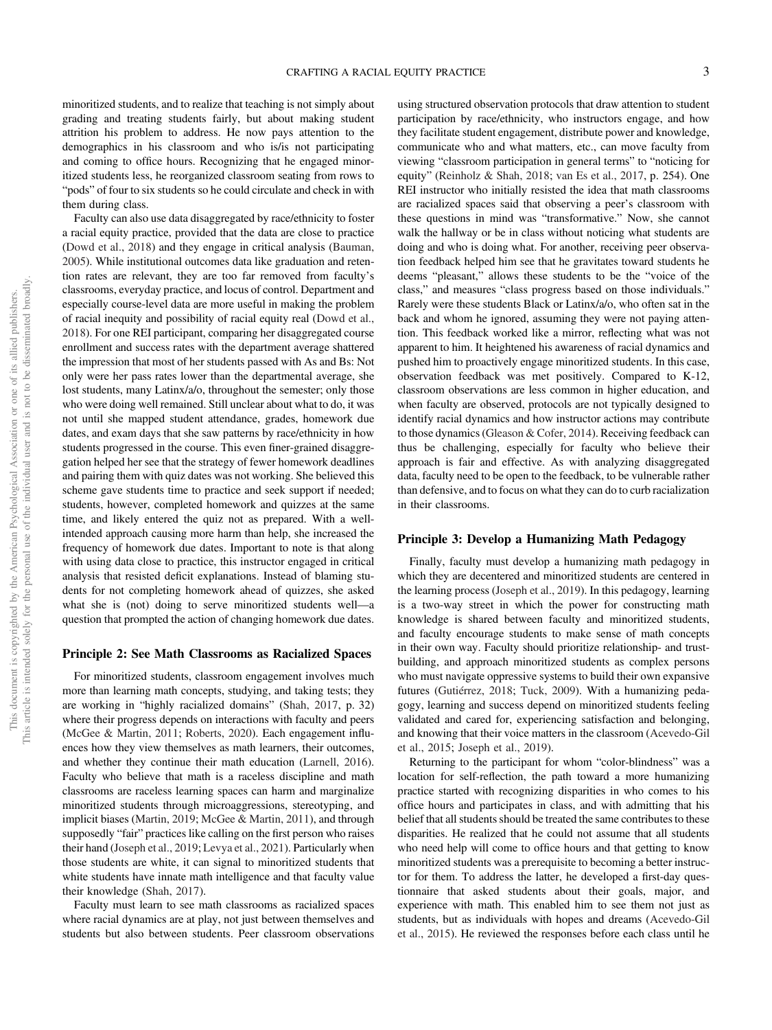minoritized students, and to realize that teaching is not simply about grading and treating students fairly, but about making student attrition his problem to address. He now pays attention to the demographics in his classroom and who is/is not participating and coming to office hours. Recognizing that he engaged minoritized students less, he reorganized classroom seating from rows to "pods" of four to six students so he could circulate and check in with them during class.

Faculty can also use data disaggregated by race/ethnicity to foster a racial equity practice, provided that the data are close to practice (Dowd et al., 2018) and they engage in critical analysis (Bauman, 2005). While institutional outcomes data like graduation and retention rates are relevant, they are too far removed from faculty's classrooms, everyday practice, and locus of control. Department and especially course-level data are more useful in making the problem of racial inequity and possibility of racial equity real (Dowd et al., 2018). For one REI participant, comparing her disaggregated course enrollment and success rates with the department average shattered the impression that most of her students passed with As and Bs: Not only were her pass rates lower than the departmental average, she lost students, many Latinx/a/o, throughout the semester; only those who were doing well remained. Still unclear about what to do, it was not until she mapped student attendance, grades, homework due dates, and exam days that she saw patterns by race/ethnicity in how students progressed in the course. This even finer-grained disaggregation helped her see that the strategy of fewer homework deadlines and pairing them with quiz dates was not working. She believed this scheme gave students time to practice and seek support if needed; students, however, completed homework and quizzes at the same time, and likely entered the quiz not as prepared. With a well-intended approach causing more harm than help, she increased the frequency of homework due dates. Important to note is that along with using data close to practice, this instructor engaged in critical analysis that resisted deficit explanations. Instead of blaming students for not completing homework ahead of quizzes, she asked what she is (not) doing to serve minoritized students well—a question that prompted the action of changing homework due dates.

## Principle 2: See Math Classrooms as Racialized Spaces

For minoritized students, classroom engagement involves much more than learning math concepts, studying, and taking tests; they are working in "highly racialized domains" (Shah, 2017, p. 32) where their progress depends on interactions with faculty and peers (McGee & Martin, 2011; Roberts, 2020). Each engagement influences how they view themselves as math learners, their outcomes, and whether they continue their math education (Larnell, 2016). Faculty who believe that math is a raceless discipline and math classrooms are raceless learning spaces can harm and marginalize minoritized students through microaggressions, stereotyping, and implicit biases (Martin, 2019; McGee & Martin, 2011), and through supposedly "fair" practices like calling on the first person who raises their hand (Joseph et al., 2019; Levya et al., 2021). Particularly when those students are white, it can signal to minoritized students that white students have innate math intelligence and that faculty value their knowledge (Shah, 2017).

Faculty must learn to see math classrooms as racialized spaces where racial dynamics are at play, not just between themselves and students but also between students. Peer classroom observations using structured observation protocols that draw attention to student participation by race/ethnicity, who instructors engage, and how they facilitate student engagement, distribute power and knowledge, communicate who and what matters, etc., can move faculty from viewing "classroom participation in general terms" to "noticing for equity" (Reinholz & Shah, 2018; van Es et al., 2017, p. 254). One REI instructor who initially resisted the idea that math classrooms are racialized spaces said that observing a peer's classroom with these questions in mind was "transformative." Now, she cannot walk the hallway or be in class without noticing what students are doing and who is doing what. For another, receiving peer observation feedback helped him see that he gravitates toward students he deems "pleasant," allows these students to be the "voice of the class," and measures "class progress based on those individuals." Rarely were these students Black or Latinx/a/o, who often sat in the back and whom he ignored, assuming they were not paying attention. This feedback worked like a mirror, reflecting what was not apparent to him. It heightened his awareness of racial dynamics and pushed him to proactively engage minoritized students. In this case, observation feedback was met positively. Compared to K-12, classroom observations are less common in higher education, and when faculty are observed, protocols are not typically designed to identify racial dynamics and how instructor actions may contribute to those dynamics (Gleason & Cofer, 2014). Receiving feedback can thus be challenging, especially for faculty who believe their approach is fair and effective. As with analyzing disaggregated data, faculty need to be open to the feedback, to be vulnerable rather than defensive, and to focus on what they can do to curb racialization in their classrooms.

## Principle 3: Develop a Humanizing Math Pedagogy

Finally, faculty must develop a humanizing math pedagogy in which they are decentered and minoritized students are centered in the learning process (Joseph et al., 2019). In this pedagogy, learning is a two-way street in which the power for constructing math knowledge is shared between faculty and minoritized students, and faculty encourage students to make sense of math concepts in their own way. Faculty should prioritize relationship- and trust-building, and approach minoritized students as complex persons who must navigate oppressive systems to build their own expansive futures (Gutiérrez, 2018; Tuck, 2009). With a humanizing pedagogy, learning and success depend on minoritized students feeling validated and cared for, experiencing satisfaction and belonging, and knowing that their voice matters in the classroom (Acevedo-Gil et al., 2015; Joseph et al., 2019).

Returning to the participant for whom "color-blindness" was a location for self-reflection, the path toward a more humanizing practice started with recognizing disparities in who comes to his office hours and participates in class, and with admitting that his belief that all students should be treated the same contributes to these disparities. He realized that he could not assume that all students who need help will come to office hours and that getting to know minoritized students was a prerequisite to becoming a better instructor for them. To address the latter, he developed a first-day questionnaire that asked students about their goals, major, and experience with math. This enabled him to see them not just as students, but as individuals with hopes and dreams (Acevedo-Gil et al., 2015). He reviewed the responses before each class until he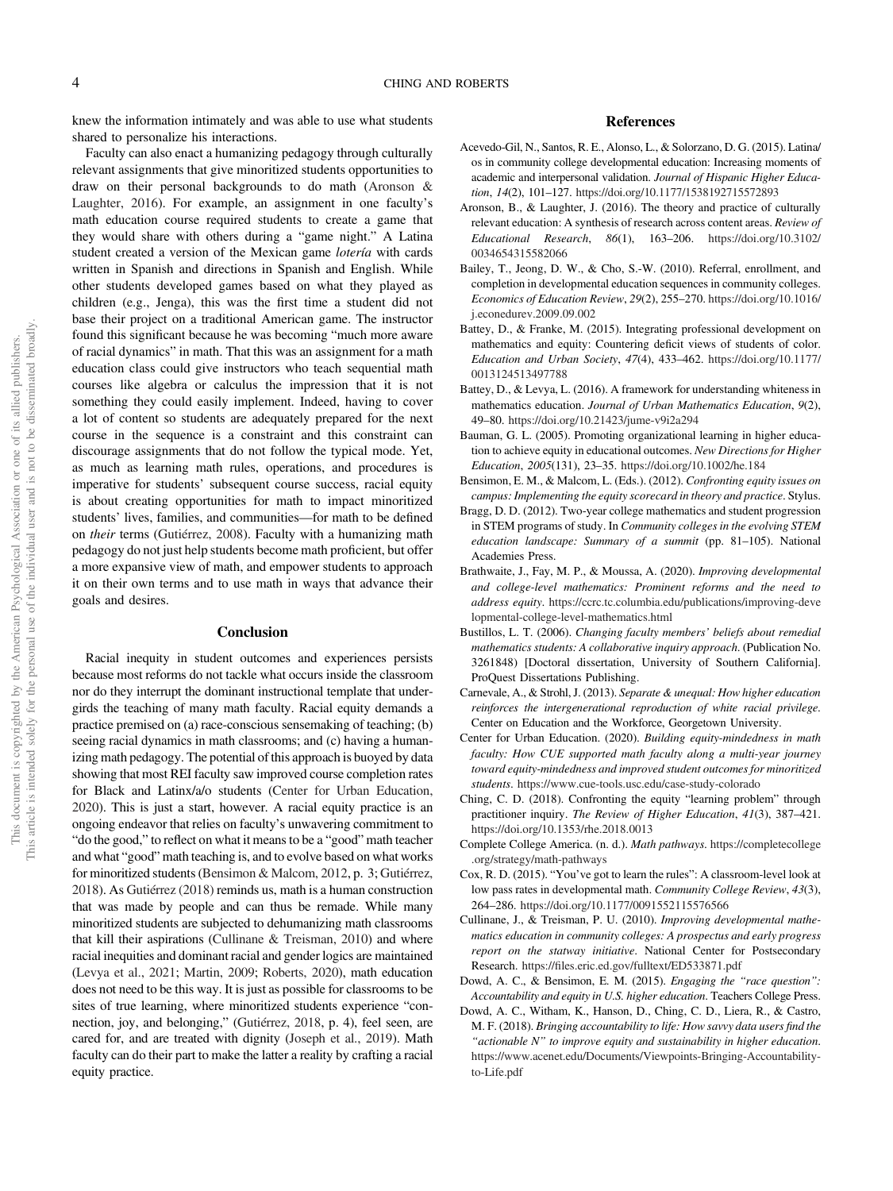knew the information intimately and was able to use what students shared to personalize his interactions.

Faculty can also enact a humanizing pedagogy through culturally relevant assignments that give minoritized students opportunities to draw on their personal backgrounds to do math (Aronson & Laughter, 2016). For example, an assignment in one faculty's math education course required students to create a game that they would share with others during a "game night." A Latina student created a version of the Mexican game *lotería* with cards written in Spanish and directions in Spanish and English. While other students developed games based on what they played as children (e.g., Jenga), this was the first time a student did not base their project on a traditional American game. The instructor found this significant because he was becoming "much more aware of racial dynamics" in math. That this was an assignment for a math education class could give instructors who teach sequential math courses like algebra or calculus the impression that it is not something they could easily implement. Indeed, having to cover a lot of content so students are adequately prepared for the next course in the sequence is a constraint and this constraint can discourage assignments that do not follow the typical mode. Yet, as much as learning math rules, operations, and procedures is imperative for students' subsequent course success, racial equity is about creating opportunities for math to impact minoritized students' lives, families, and communities—for math to be defined on *their* terms (Gutiérrez, 2008). Faculty with a humanizing math pedagogy do not just help students become math proficient, but offer a more expansive view of math, and empower students to approach it on their own terms and to use math in ways that advance their goals and desires.

## Conclusion

Racial inequity in student outcomes and experiences persists because most reforms do not tackle what occurs inside the classroom nor do they interrupt the dominant instructional template that undergirds the teaching of many math faculty. Racial equity demands a practice premised on (a) race-conscious sensemaking of teaching; (b) seeing racial dynamics in math classrooms; and (c) having a humanizing math pedagogy. The potential of this approach is buoyed by data showing that most REI faculty saw improved course completion rates for Black and Latinx/a/o students (Center for Urban Education, 2020). This is just a start, however. A racial equity practice is an ongoing endeavor that relies on faculty's unwavering commitment to "do the good," to reflect on what it means to be a "good" math teacher and what "good" math teaching is, and to evolve based on what works for minoritized students (Bensimon & Malcom, 2012, p. 3; Gutiérrez, 2018). As Gutiérrez (2018) reminds us, math is a human construction that was made by people and can thus be remade. While many minoritized students are subjected to dehumanizing math classrooms that kill their aspirations (Cullinane & Treisman, 2010) and where racial inequities and dominant racial and gender logics are maintained (Levya et al., 2021; Martin, 2009; Roberts, 2020), math education does not need to be this way. It is just as possible for classrooms to be sites of true learning, where minoritized students experience "connection, joy, and belonging," (Gutiérrez, 2018, p. 4), feel seen, are cared for, and are treated with dignity (Joseph et al., 2019). Math faculty can do their part to make the latter a reality by crafting a racial equity practice.

## References

Acevedo-Gil, N., Santos, R. E., Alonso, L., & Solorzano, D. G. (2015). Latina/os in community college developmental education: Increasing moments of academic and interpersonal validation. *Journal of Hispanic Higher Education*, *14*(2), 101–127. https://doi.org/10.1177/1538192715572893

Aronson, B., & Laughter, J. (2016). The theory and practice of culturally relevant education: A synthesis of research across content areas. *Review of Educational Research*, *86*(1), 163–206. https://doi.org/10.3102/0034654315582066

Bailey, T., Jeong, D. W., & Cho, S.-W. (2010). Referral, enrollment, and completion in developmental education sequences in community colleges. *Economics of Education Review*, *29*(2), 255–270. https://doi.org/10.1016/j.econedurev.2009.09.002

Battey, D., & Franke, M. (2015). Integrating professional development on mathematics and equity: Countering deficit views of students of color. *Education and Urban Society*, *47*(4), 433–462. https://doi.org/10.1177/0013124513497788

Battey, D., & Levya, L. (2016). A framework for understanding whiteness in mathematics education. *Journal of Urban Mathematics Education*, *9*(2), 49–80. https://doi.org/10.21423/jume-v9i2a294

Bauman, G. L. (2005). Promoting organizational learning in higher education to achieve equity in educational outcomes. *New Directions for Higher Education*, *2005*(131), 23–35. https://doi.org/10.1002/he.184

Bensimon, E. M., & Malcom, L. (Eds.). (2012). *Confronting equity issues on campus: Implementing the equity scorecard in theory and practice*. Stylus.

Bragg, D. D. (2012). Two-year college mathematics and student progression in STEM programs of study. In *Community colleges in the evolving STEM education landscape: Summary of a summit* (pp. 81–105). National Academies Press.

Brathwaite, J., Fay, M. P., & Moussa, A. (2020). *Improving developmental and college-level mathematics: Prominent reforms and the need to address equity*. https://ccrc.tc.columbia.edu/publications/improving-developmental-college-level-mathematics.html

Bustillos, L. T. (2006). *Changing faculty members' beliefs about remedial mathematics students: A collaborative inquiry approach*. (Publication No. 3261848) [Doctoral dissertation, University of Southern California]. ProQuest Dissertations Publishing.

Carnevale, A., & Strohl, J. (2013). *Separate & unequal: How higher education reinforces the intergenerational reproduction of white racial privilege*. Center on Education and the Workforce, Georgetown University.

Center for Urban Education. (2020). *Building equity-mindedness in math faculty: How CUE supported math faculty along a multi-year journey toward equity-mindedness and improved student outcomes for minoritized students*. https://www.cue-tools.usc.edu/case-study-colorado

Ching, C. D. (2018). Confronting the equity "learning problem" through practitioner inquiry. *The Review of Higher Education*, *41*(3), 387–421. https://doi.org/10.1353/rhe.2018.0013

Complete College America. (n. d.). *Math pathways*. https://completecollege.org/strategy/math-pathways

Cox, R. D. (2015). "You've got to learn the rules": A classroom-level look at low pass rates in developmental math. *Community College Review*, *43*(3), 264–286. https://doi.org/10.1177/0091552115576566

Cullinane, J., & Treisman, P. U. (2010). *Improving developmental mathematics education in community colleges: A prospectus and early progress report on the statway initiative*. National Center for Postsecondary Research. https://files.eric.ed.gov/fulltext/ED533871.pdf

Dowd, A. C., & Bensimon, E. M. (2015). *Engaging the "race question": Accountability and equity in U.S. higher education*. Teachers College Press.

Dowd, A. C., Witham, K., Hanson, D., Ching, C. D., Liera, R., & Castro, M. F. (2018). *Bringing accountability to life: How savvy data users find the "actionable N" to improve equity and sustainability in higher education*. https://www.acenet.edu/Documents/Viewpoints-Bringing-Accountability-to-Life.pdf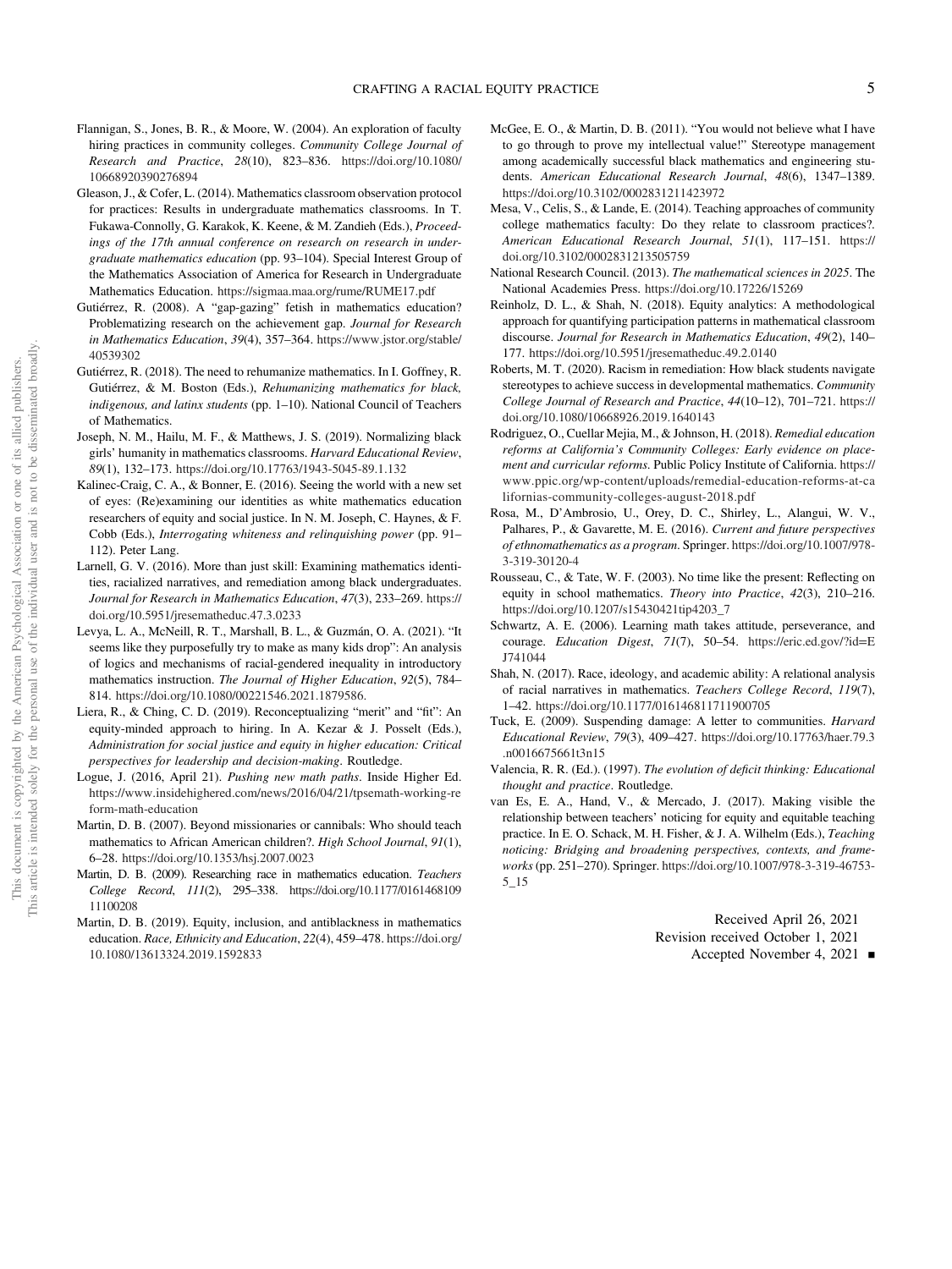Flannigan, S., Jones, B. R., & Moore, W. (2004). An exploration of faculty hiring practices in community colleges. *Community College Journal of Research and Practice*, *28*(10), 823–836. https://doi.org/10.1080/10668920390276894

Gleason, J., & Cofer, L. (2014). Mathematics classroom observation protocol for practices: Results in undergraduate mathematics classrooms. In T. Fukawa-Connolly, G. Karakok, K. Keene, & M. Zandieh (Eds.), *Proceedings of the 17th annual conference on research on research in undergraduate mathematics education* (pp. 93–104). Special Interest Group of the Mathematics Association of America for Research in Undergraduate Mathematics Education. https://sigmaa.maa.org/rume/RUME17.pdf

Gutiérrez, R. (2008). A "gap-gazing" fetish in mathematics education? Problematizing research on the achievement gap. *Journal for Research in Mathematics Education*, *39*(4), 357–364. https://www.jstor.org/stable/40539302

Gutiérrez, R. (2018). The need to rehumanize mathematics. In I. Goffney, R. Gutiérrez, & M. Boston (Eds.), *Rehumanizing mathematics for black, indigenous, and latinx students* (pp. 1–10). National Council of Teachers of Mathematics.

Joseph, N. M., Hailu, M. F., & Matthews, J. S. (2019). Normalizing black girls' humanity in mathematics classrooms. *Harvard Educational Review*, *89*(1), 132–173. https://doi.org/10.17763/1943-5045-89.1.132

Kalinec-Craig, C. A., & Bonner, E. (2016). Seeing the world with a new set of eyes: (Re)examining our identities as white mathematics education researchers of equity and social justice. In N. M. Joseph, C. Haynes, & F. Cobb (Eds.), *Interrogating whiteness and relinquishing power* (pp. 91–112). Peter Lang.

Larnell, G. V. (2016). More than just skill: Examining mathematics identities, racialized narratives, and remediation among black undergraduates. *Journal for Research in Mathematics Education*, *47*(3), 233–269. https://doi.org/10.5951/jresematheduc.47.3.0233

Levya, L. A., McNeill, R. T., Marshall, B. L., & Guzmán, O. A. (2021). "It seems like they purposefully try to make as many kids drop": An analysis of logics and mechanisms of racial-gendered inequality in introductory mathematics instruction. *The Journal of Higher Education*, *92*(5), 784–814. https://doi.org/10.1080/00221546.2021.1879586.

Liera, R., & Ching, C. D. (2019). Reconceptualizing "merit" and "fit": An equity-minded approach to hiring. In A. Kezar & J. Posselt (Eds.), *Administration for social justice and equity in higher education: Critical perspectives for leadership and decision-making*. Routledge.

Logue, J. (2016, April 21). *Pushing new math paths*. Inside Higher Ed. https://www.insidehighered.com/news/2016/04/21/tpsemath-working-reform-math-education

Martin, D. B. (2007). Beyond missionaries or cannibals: Who should teach mathematics to African American children?. *High School Journal*, *91*(1), 6–28. https://doi.org/10.1353/hsj.2007.0023

Martin, D. B. (2009). Researching race in mathematics education. *Teachers College Record*, *111*(2), 295–338. https://doi.org/10.1177/016146810911100208

Martin, D. B. (2019). Equity, inclusion, and antiblackness in mathematics education. *Race, Ethnicity and Education*, *22*(4), 459–478. https://doi.org/10.1080/13613324.2019.1592833

McGee, E. O., & Martin, D. B. (2011). "You would not believe what I have to go through to prove my intellectual value!" Stereotype management among academically successful black mathematics and engineering students. *American Educational Research Journal*, *48*(6), 1347–1389. https://doi.org/10.3102/0002831211423972

Mesa, V., Celis, S., & Lande, E. (2014). Teaching approaches of community college mathematics faculty: Do they relate to classroom practices?. *American Educational Research Journal*, *51*(1), 117–151. https://doi.org/10.3102/0002831213505759

National Research Council. (2013). *The mathematical sciences in 2025*. The National Academies Press. https://doi.org/10.17226/15269

Reinholz, D. L., & Shah, N. (2018). Equity analytics: A methodological approach for quantifying participation patterns in mathematical classroom discourse. *Journal for Research in Mathematics Education*, *49*(2), 140–177. https://doi.org/10.5951/jresematheduc.49.2.0140

Roberts, M. T. (2020). Racism in remediation: How black students navigate stereotypes to achieve success in developmental mathematics. *Community College Journal of Research and Practice*, *44*(10–12), 701–721. https://doi.org/10.1080/10668926.2019.1640143

Rodriguez, O., Cuellar Mejia, M., & Johnson, H. (2018). *Remedial education reforms at California's Community Colleges: Early evidence on placement and curricular reforms*. Public Policy Institute of California. https://www.ppic.org/wp-content/uploads/remedial-education-reforms-at-californias-community-colleges-august-2018.pdf

Rosa, M., D'Ambrosio, U., Orey, D. C., Shirley, L., Alangui, W. V., Palhares, P., & Gavarette, M. E. (2016). *Current and future perspectives of ethnomathematics as a program*. Springer. https://doi.org/10.1007/978-3-319-30120-4

Rousseau, C., & Tate, W. F. (2003). No time like the present: Reflecting on equity in school mathematics. *Theory into Practice*, *42*(3), 210–216. https://doi.org/10.1207/s15430421tip4203_7

Schwartz, A. E. (2006). Learning math takes attitude, perseverance, and courage. *Education Digest*, *71*(7), 50–54. https://eric.ed.gov/?id=EJ741044

Shah, N. (2017). Race, ideology, and academic ability: A relational analysis of racial narratives in mathematics. *Teachers College Record*, *119*(7), 1–42. https://doi.org/10.1177/016146811711900705

Tuck, E. (2009). Suspending damage: A letter to communities. *Harvard Educational Review*, *79*(3), 409–427. https://doi.org/10.17763/haer.79.3.n0016675661t3n15

Valencia, R. R. (Ed.). (1997). *The evolution of deficit thinking: Educational thought and practice*. Routledge.

van Es, E. A., Hand, V., & Mercado, J. (2017). Making visible the relationship between teachers' noticing for equity and equitable teaching practice. In E. O. Schack, M. H. Fisher, & J. A. Wilhelm (Eds.), *Teaching noticing: Bridging and broadening perspectives, contexts, and frameworks* (pp. 251–270). Springer. https://doi.org/10.1007/978-3-319-46753-5_15

Received April 26, 2021
Revision received October 1, 2021
Accepted November 4, 2021 ■